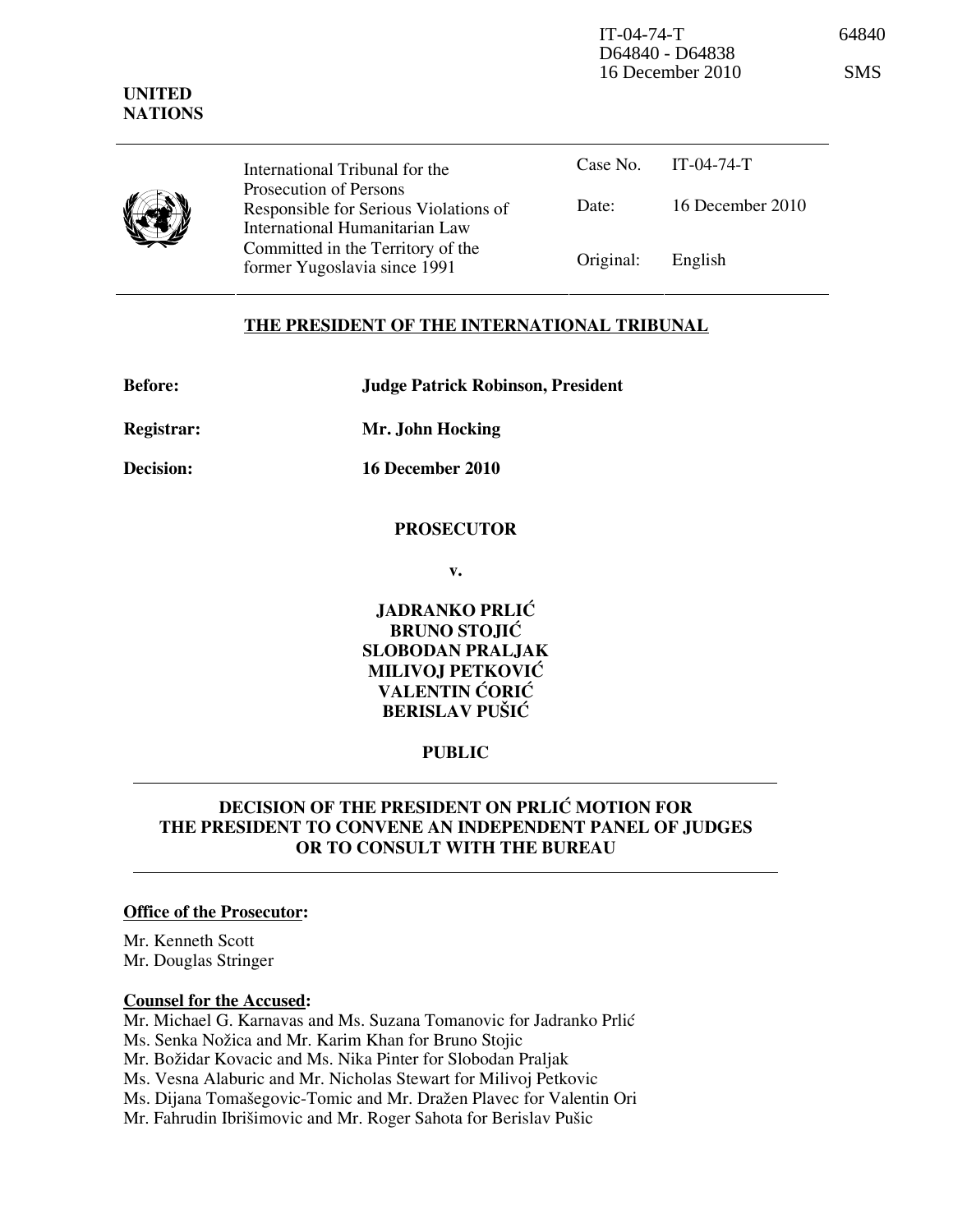IT-04-74-T 64840
D64840 - D64838
16 December 2010 SMS

**UNITED NATIONS**

| International Tribunal for the Prosecution of Persons Responsible for Serious Violations of International Humanitarian Law Committed in the Territory of the former Yugoslavia since 1991 | Case No. | IT-04-74-T |
| --- | --- | --- |
| | Date: | 16 December 2010 |
| | Original: | English |

## THE PRESIDENT OF THE INTERNATIONAL TRIBUNAL

**Before:** **Judge Patrick Robinson, President**

**Registrar:** **Mr. John Hocking**

**Decision:** **16 December 2010**

**PROSECUTOR**

**v.**

**JADRANKO PRLIĆ**
**BRUNO STOJIĆ**
**SLOBODAN PRALJAK**
**MILIVOJ PETKOVIĆ**
**VALENTIN ĆORIĆ**
**BERISLAV PUŠIĆ**

**PUBLIC**

## DECISION OF THE PRESIDENT ON PRLIĆ MOTION FOR THE PRESIDENT TO CONVENE AN INDEPENDENT PANEL OF JUDGES OR TO CONSULT WITH THE BUREAU

**Office of the Prosecutor:**

Mr. Kenneth Scott
Mr. Douglas Stringer

**Counsel for the Accused:**

Mr. Michael G. Karnavas and Ms. Suzana Tomanovic for Jadranko Prlić
Ms. Senka Nožica and Mr. Karim Khan for Bruno Stojic
Mr. Božidar Kovacic and Ms. Nika Pinter for Slobodan Praljak
Ms. Vesna Alaburic and Mr. Nicholas Stewart for Milivoj Petkovic
Ms. Dijana Tomašegovic-Tomic and Mr. Dražen Plavec for Valentin Ori
Mr. Fahrudin Ibrišimovic and Mr. Roger Sahota for Berislav Pušic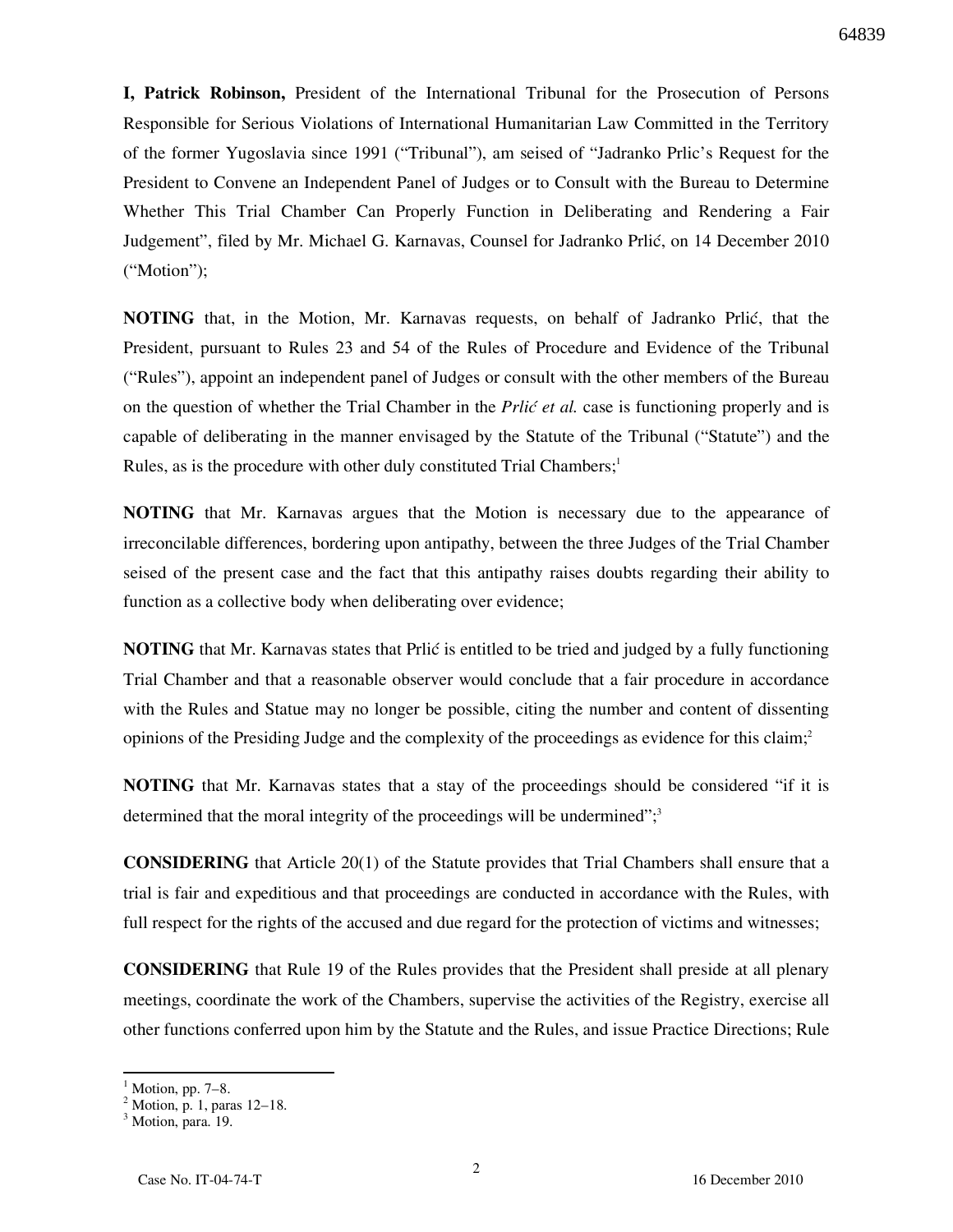**I, Patrick Robinson,** President of the International Tribunal for the Prosecution of Persons Responsible for Serious Violations of International Humanitarian Law Committed in the Territory of the former Yugoslavia since 1991 ("Tribunal"), am seised of "Jadranko Prlic's Request for the President to Convene an Independent Panel of Judges or to Consult with the Bureau to Determine Whether This Trial Chamber Can Properly Function in Deliberating and Rendering a Fair Judgement", filed by Mr. Michael G. Karnavas, Counsel for Jadranko Prlić, on 14 December 2010 ("Motion");

**NOTING** that, in the Motion, Mr. Karnavas requests, on behalf of Jadranko Prlić, that the President, pursuant to Rules 23 and 54 of the Rules of Procedure and Evidence of the Tribunal ("Rules"), appoint an independent panel of Judges or consult with the other members of the Bureau on the question of whether the Trial Chamber in the *Prlić et al.* case is functioning properly and is capable of deliberating in the manner envisaged by the Statute of the Tribunal ("Statute") and the Rules, as is the procedure with other duly constituted Trial Chambers;[1]

**NOTING** that Mr. Karnavas argues that the Motion is necessary due to the appearance of irreconcilable differences, bordering upon antipathy, between the three Judges of the Trial Chamber seised of the present case and the fact that this antipathy raises doubts regarding their ability to function as a collective body when deliberating over evidence;

**NOTING** that Mr. Karnavas states that Prlić is entitled to be tried and judged by a fully functioning Trial Chamber and that a reasonable observer would conclude that a fair procedure in accordance with the Rules and Statue may no longer be possible, citing the number and content of dissenting opinions of the Presiding Judge and the complexity of the proceedings as evidence for this claim;[2]

**NOTING** that Mr. Karnavas states that a stay of the proceedings should be considered "if it is determined that the moral integrity of the proceedings will be undermined";[3]

**CONSIDERING** that Article 20(1) of the Statute provides that Trial Chambers shall ensure that a trial is fair and expeditious and that proceedings are conducted in accordance with the Rules, with full respect for the rights of the accused and due regard for the protection of victims and witnesses;

**CONSIDERING** that Rule 19 of the Rules provides that the President shall preside at all plenary meetings, coordinate the work of the Chambers, supervise the activities of the Registry, exercise all other functions conferred upon him by the Statute and the Rules, and issue Practice Directions; Rule

---

[1] Motion, pp. 7–8.
[2] Motion, p. 1, paras 12–18.
[3] Motion, para. 19.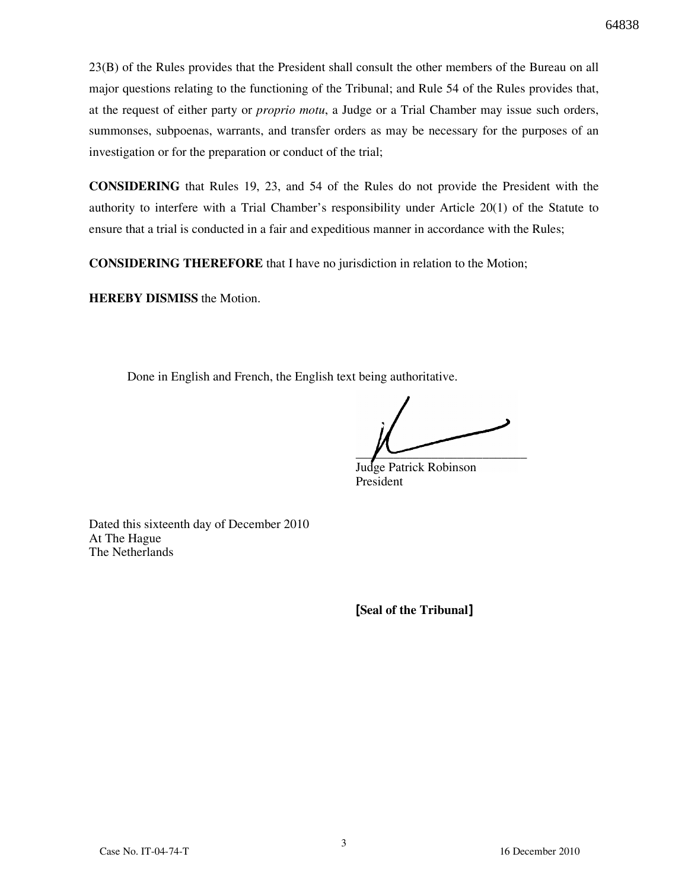23(B) of the Rules provides that the President shall consult the other members of the Bureau on all major questions relating to the functioning of the Tribunal; and Rule 54 of the Rules provides that, at the request of either party or *proprio motu*, a Judge or a Trial Chamber may issue such orders, summonses, subpoenas, warrants, and transfer orders as may be necessary for the purposes of an investigation or for the preparation or conduct of the trial;

**CONSIDERING** that Rules 19, 23, and 54 of the Rules do not provide the President with the authority to interfere with a Trial Chamber's responsibility under Article 20(1) of the Statute to ensure that a trial is conducted in a fair and expeditious manner in accordance with the Rules;

**CONSIDERING THEREFORE** that I have no jurisdiction in relation to the Motion;

**HEREBY DISMISS** the Motion.

Done in English and French, the English text being authoritative.

Judge Patrick Robinson
President

Dated this sixteenth day of December 2010
At The Hague
The Netherlands

**[Seal of the Tribunal]**